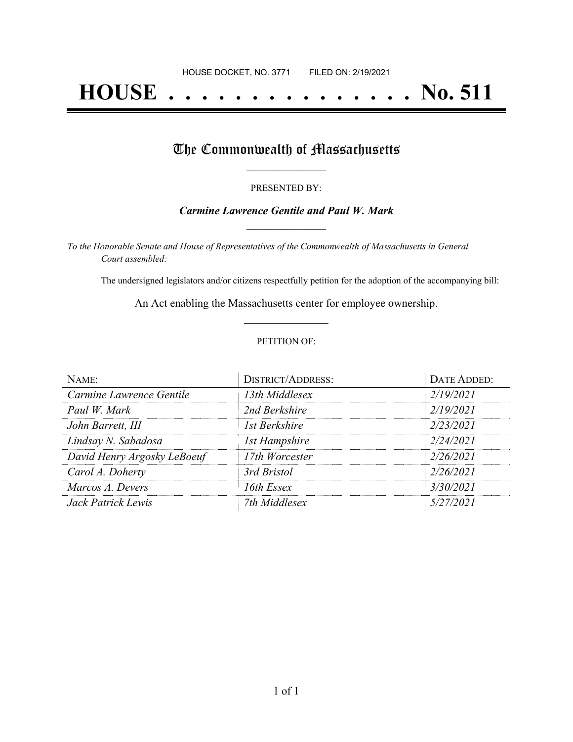HOUSE DOCKET, NO. 3771        FILED ON: 2/19/2021

# HOUSE . . . . . . . . . . . . . . . No. 511

## The Commonwealth of Massachusetts

PRESENTED BY:

***Carmine Lawrence Gentile and Paul W. Mark***

*To the Honorable Senate and House of Representatives of the Commonwealth of Massachusetts in General Court assembled:*

The undersigned legislators and/or citizens respectfully petition for the adoption of the accompanying bill:

An Act enabling the Massachusetts center for employee ownership.

PETITION OF:

| NAME: | DISTRICT/ADDRESS: | DATE ADDED: |
| --- | --- | --- |
| *Carmine Lawrence Gentile* | *13th Middlesex* | *2/19/2021* |
| *Paul W. Mark* | *2nd Berkshire* | *2/19/2021* |
| *John Barrett, III* | *1st Berkshire* | *2/23/2021* |
| *Lindsay N. Sabadosa* | *1st Hampshire* | *2/24/2021* |
| *David Henry Argosky LeBoeuf* | *17th Worcester* | *2/26/2021* |
| *Carol A. Doherty* | *3rd Bristol* | *2/26/2021* |
| *Marcos A. Devers* | *16th Essex* | *3/30/2021* |
| *Jack Patrick Lewis* | *7th Middlesex* | *5/27/2021* |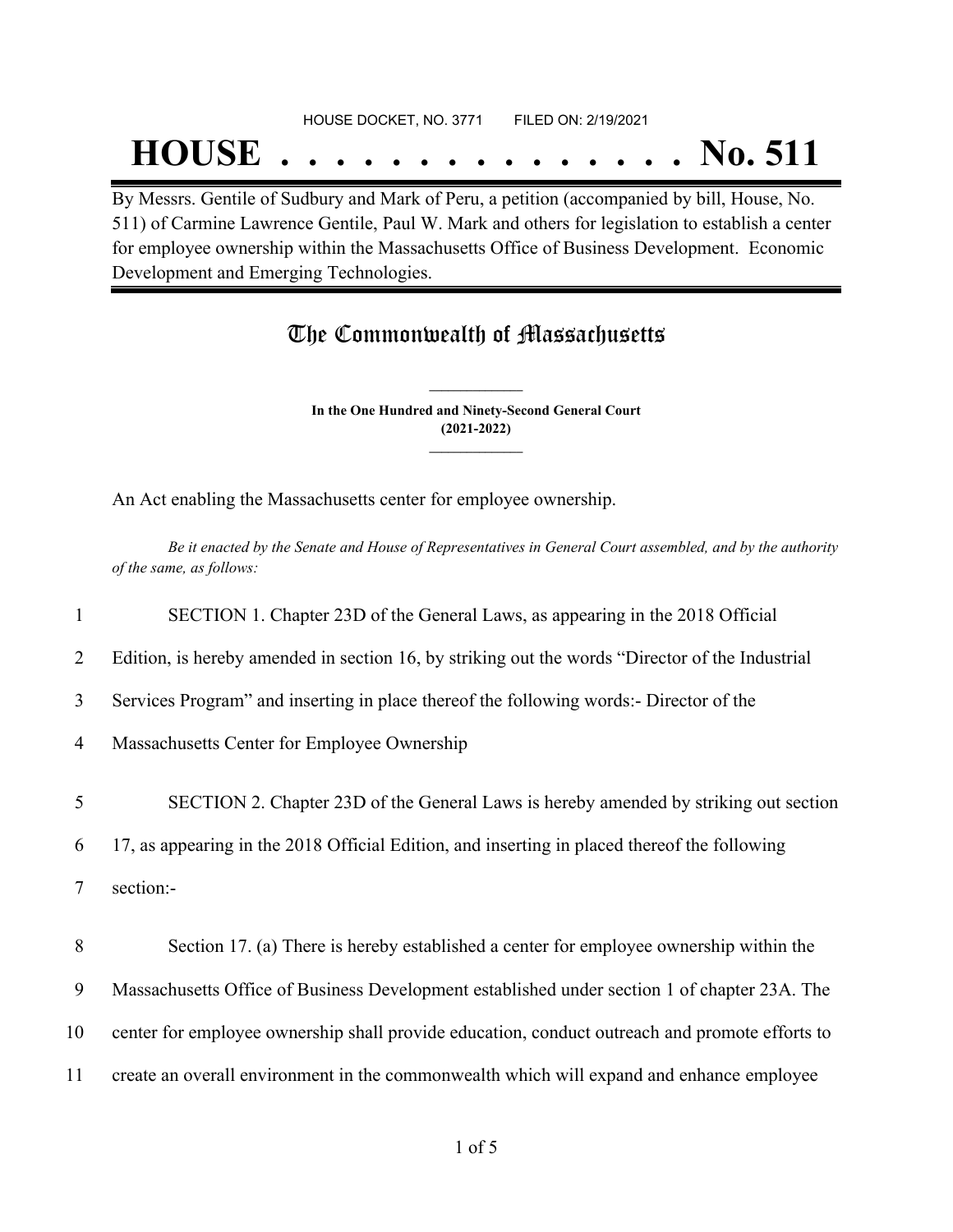HOUSE DOCKET, NO. 3771        FILED ON: 2/19/2021

# HOUSE . . . . . . . . . . . . . . . No. 511

By Messrs. Gentile of Sudbury and Mark of Peru, a petition (accompanied by bill, House, No. 511) of Carmine Lawrence Gentile, Paul W. Mark and others for legislation to establish a center for employee ownership within the Massachusetts Office of Business Development. Economic Development and Emerging Technologies.

## The Commonwealth of Massachusetts

**In the One Hundred and Ninety-Second General Court (2021-2022)**

An Act enabling the Massachusetts center for employee ownership.

*Be it enacted by the Senate and House of Representatives in General Court assembled, and by the authority of the same, as follows:*

1 SECTION 1. Chapter 23D of the General Laws, as appearing in the 2018 Official
2 Edition, is hereby amended in section 16, by striking out the words "Director of the Industrial
3 Services Program" and inserting in place thereof the following words:- Director of the
4 Massachusetts Center for Employee Ownership

5 SECTION 2. Chapter 23D of the General Laws is hereby amended by striking out section
6 17, as appearing in the 2018 Official Edition, and inserting in placed thereof the following
7 section:-

8 Section 17. (a) There is hereby established a center for employee ownership within the
9 Massachusetts Office of Business Development established under section 1 of chapter 23A. The
10 center for employee ownership shall provide education, conduct outreach and promote efforts to
11 create an overall environment in the commonwealth which will expand and enhance employee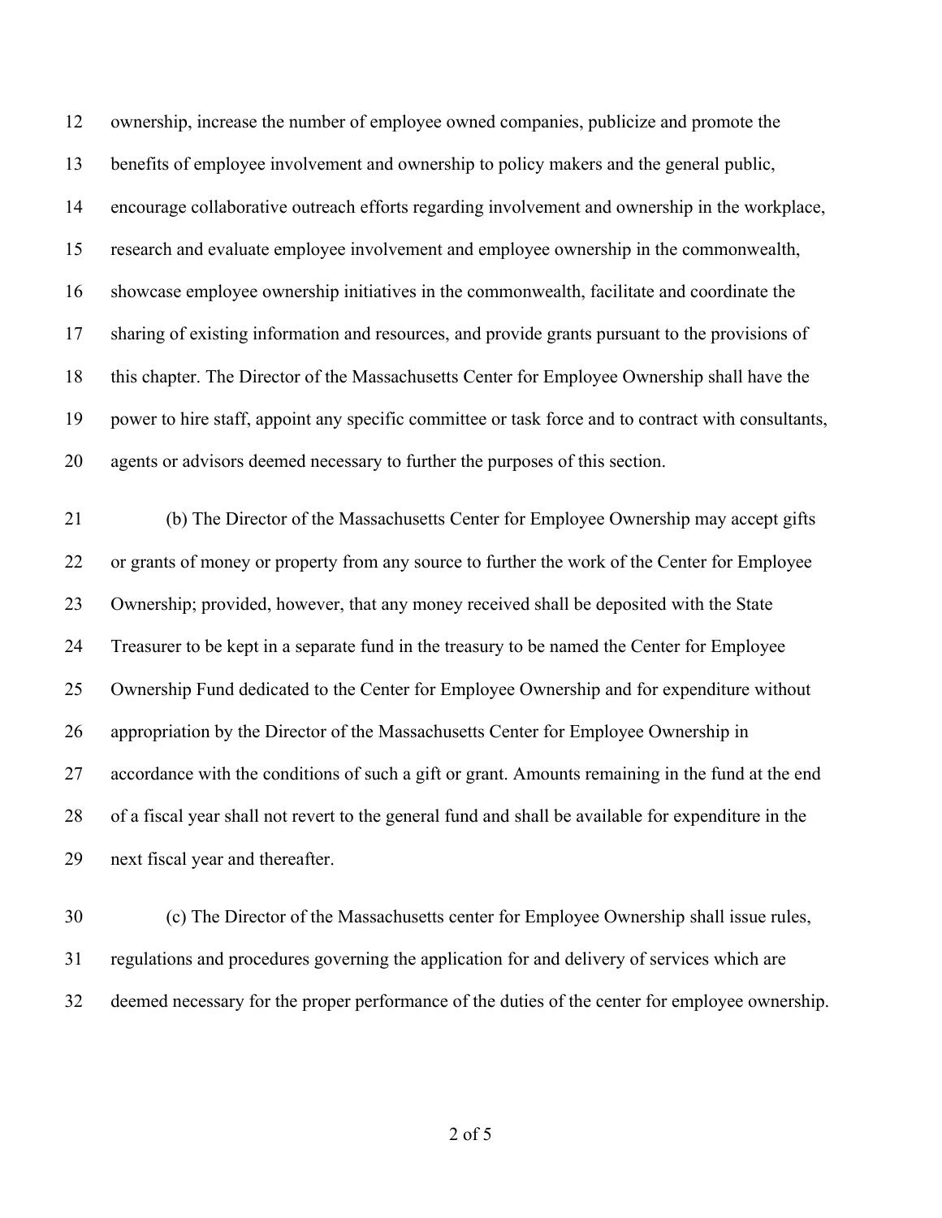ownership, increase the number of employee owned companies, publicize and promote the benefits of employee involvement and ownership to policy makers and the general public, encourage collaborative outreach efforts regarding involvement and ownership in the workplace, research and evaluate employee involvement and employee ownership in the commonwealth, showcase employee ownership initiatives in the commonwealth, facilitate and coordinate the sharing of existing information and resources, and provide grants pursuant to the provisions of this chapter. The Director of the Massachusetts Center for Employee Ownership shall have the power to hire staff, appoint any specific committee or task force and to contract with consultants, agents or advisors deemed necessary to further the purposes of this section.

(b) The Director of the Massachusetts Center for Employee Ownership may accept gifts or grants of money or property from any source to further the work of the Center for Employee Ownership; provided, however, that any money received shall be deposited with the State Treasurer to be kept in a separate fund in the treasury to be named the Center for Employee Ownership Fund dedicated to the Center for Employee Ownership and for expenditure without appropriation by the Director of the Massachusetts Center for Employee Ownership in accordance with the conditions of such a gift or grant. Amounts remaining in the fund at the end of a fiscal year shall not revert to the general fund and shall be available for expenditure in the next fiscal year and thereafter.

(c) The Director of the Massachusetts center for Employee Ownership shall issue rules, regulations and procedures governing the application for and delivery of services which are deemed necessary for the proper performance of the duties of the center for employee ownership.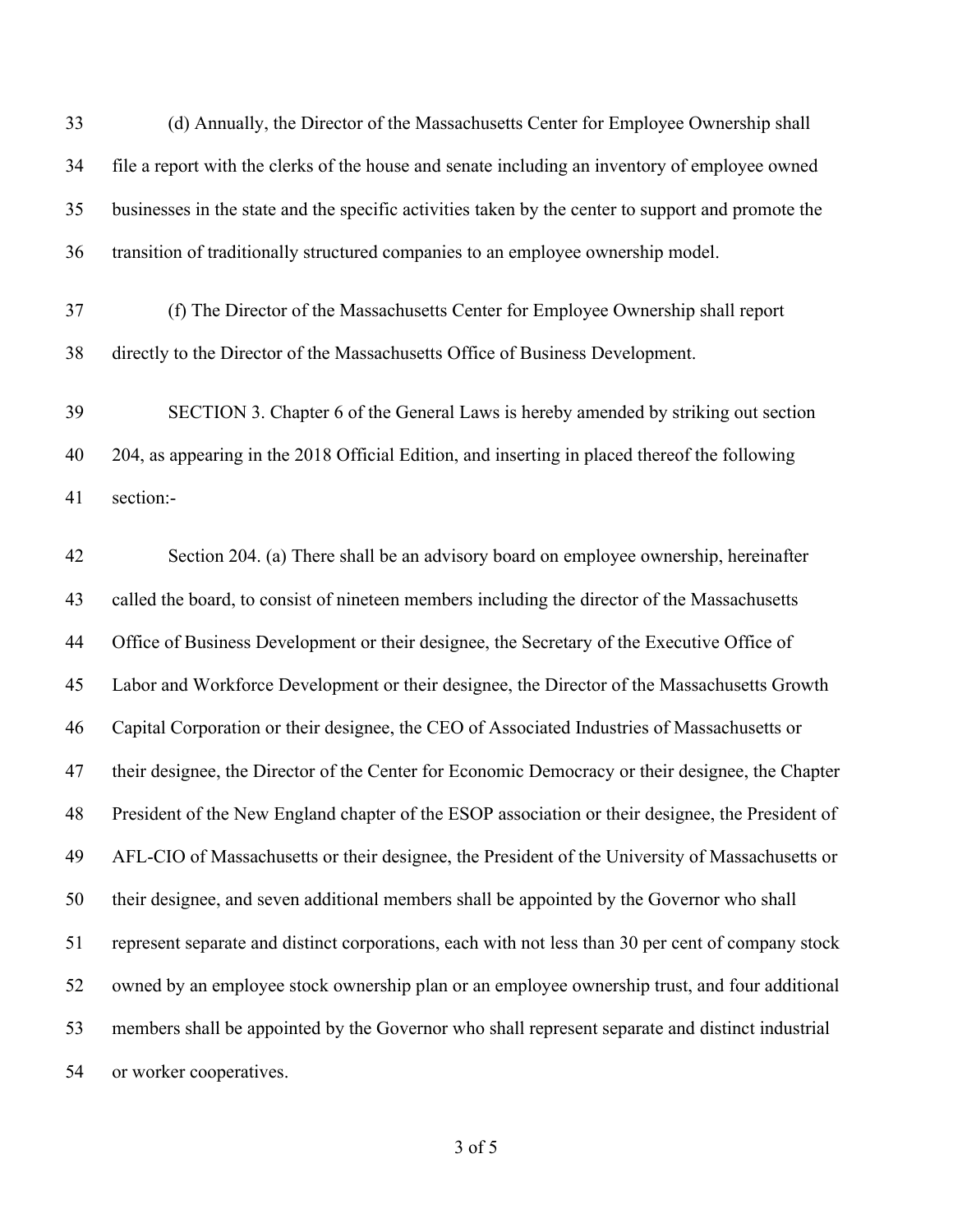(d) Annually, the Director of the Massachusetts Center for Employee Ownership shall file a report with the clerks of the house and senate including an inventory of employee owned businesses in the state and the specific activities taken by the center to support and promote the transition of traditionally structured companies to an employee ownership model.

(f) The Director of the Massachusetts Center for Employee Ownership shall report directly to the Director of the Massachusetts Office of Business Development.

SECTION 3. Chapter 6 of the General Laws is hereby amended by striking out section 204, as appearing in the 2018 Official Edition, and inserting in placed thereof the following section:-

Section 204. (a) There shall be an advisory board on employee ownership, hereinafter called the board, to consist of nineteen members including the director of the Massachusetts Office of Business Development or their designee, the Secretary of the Executive Office of Labor and Workforce Development or their designee, the Director of the Massachusetts Growth Capital Corporation or their designee, the CEO of Associated Industries of Massachusetts or their designee, the Director of the Center for Economic Democracy or their designee, the Chapter President of the New England chapter of the ESOP association or their designee, the President of AFL-CIO of Massachusetts or their designee, the President of the University of Massachusetts or their designee, and seven additional members shall be appointed by the Governor who shall represent separate and distinct corporations, each with not less than 30 per cent of company stock owned by an employee stock ownership plan or an employee ownership trust, and four additional members shall be appointed by the Governor who shall represent separate and distinct industrial or worker cooperatives.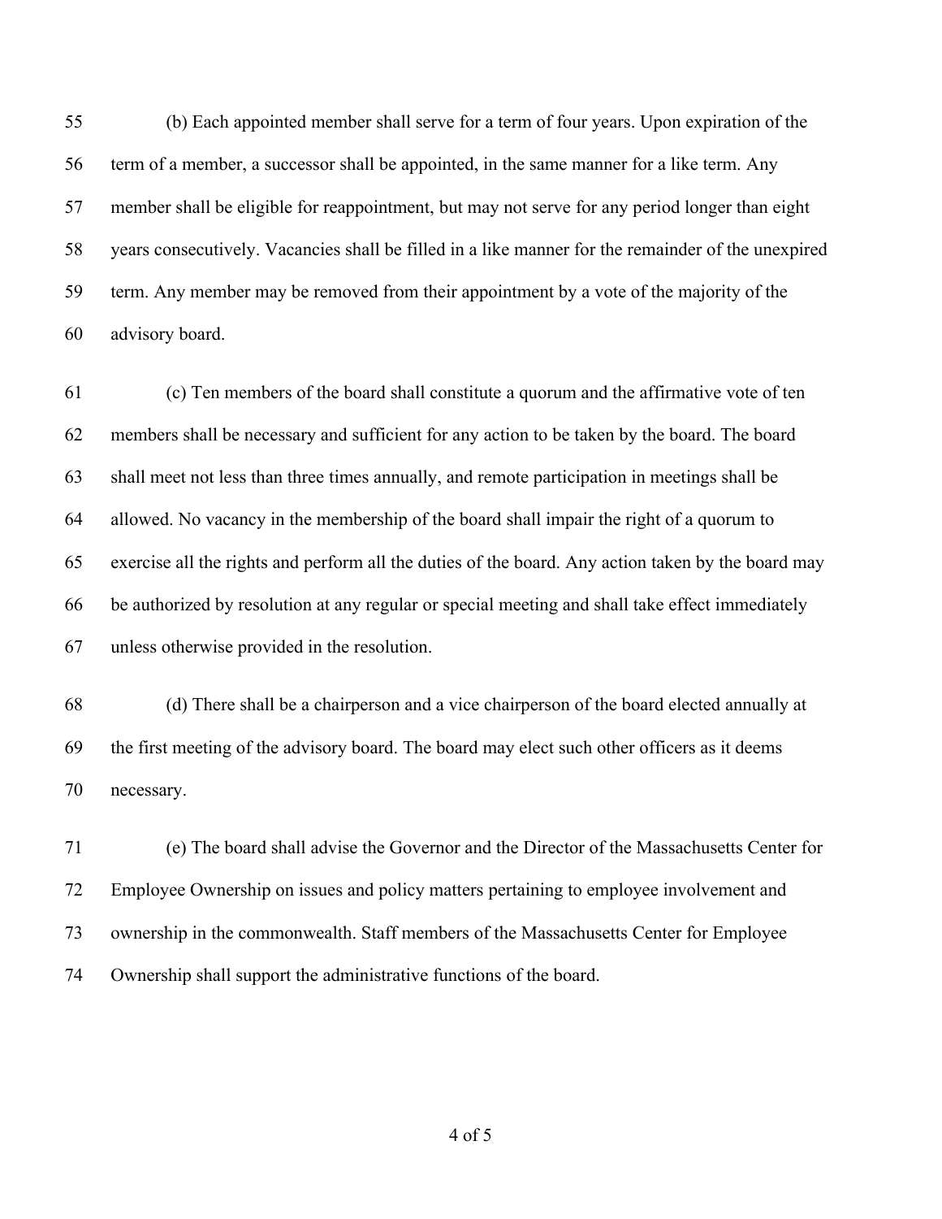(b) Each appointed member shall serve for a term of four years. Upon expiration of the term of a member, a successor shall be appointed, in the same manner for a like term. Any member shall be eligible for reappointment, but may not serve for any period longer than eight years consecutively. Vacancies shall be filled in a like manner for the remainder of the unexpired term. Any member may be removed from their appointment by a vote of the majority of the advisory board.

(c) Ten members of the board shall constitute a quorum and the affirmative vote of ten members shall be necessary and sufficient for any action to be taken by the board. The board shall meet not less than three times annually, and remote participation in meetings shall be allowed. No vacancy in the membership of the board shall impair the right of a quorum to exercise all the rights and perform all the duties of the board. Any action taken by the board may be authorized by resolution at any regular or special meeting and shall take effect immediately unless otherwise provided in the resolution.

(d) There shall be a chairperson and a vice chairperson of the board elected annually at the first meeting of the advisory board. The board may elect such other officers as it deems necessary.

(e) The board shall advise the Governor and the Director of the Massachusetts Center for Employee Ownership on issues and policy matters pertaining to employee involvement and ownership in the commonwealth. Staff members of the Massachusetts Center for Employee Ownership shall support the administrative functions of the board.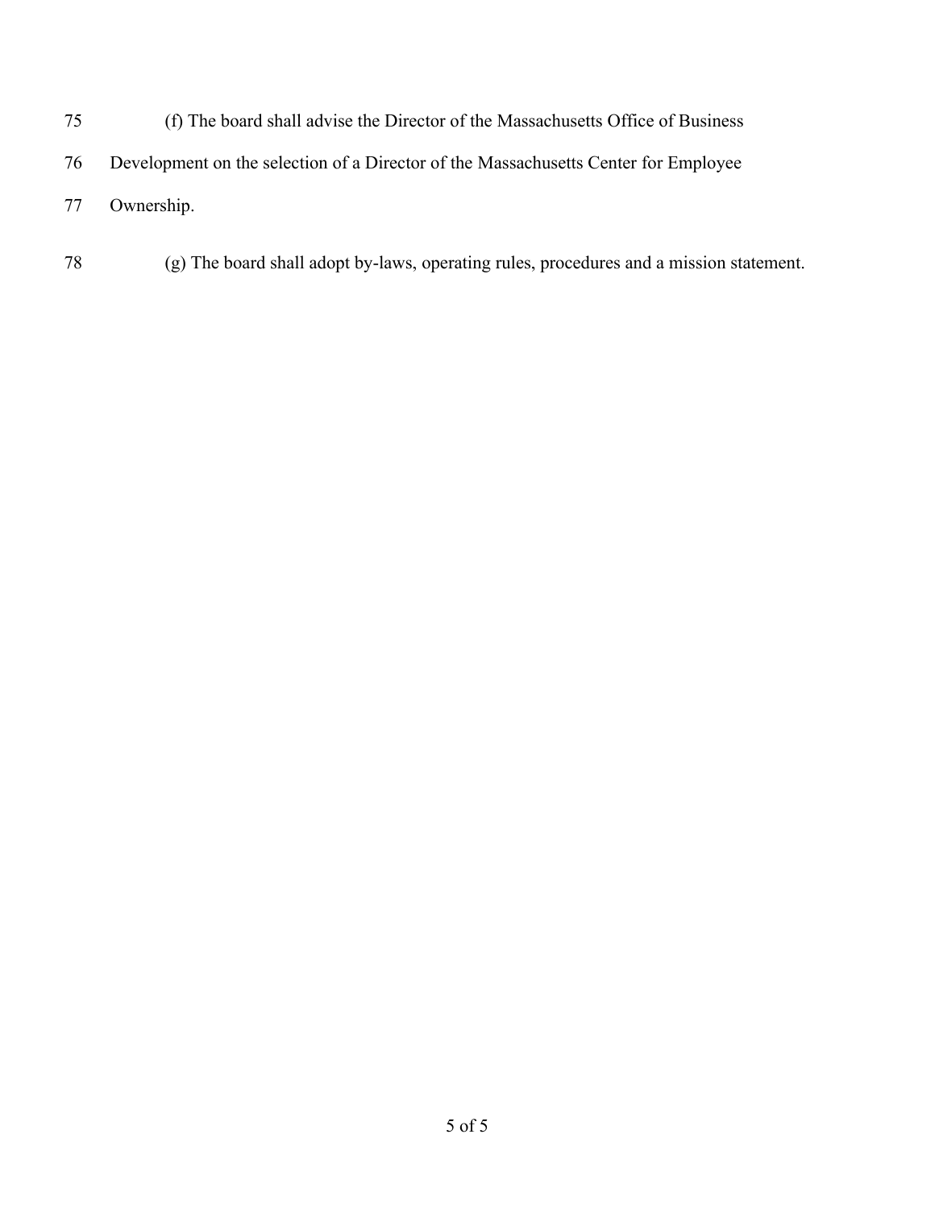(f) The board shall advise the Director of the Massachusetts Office of Business Development on the selection of a Director of the Massachusetts Center for Employee Ownership.

(g) The board shall adopt by-laws, operating rules, procedures and a mission statement.